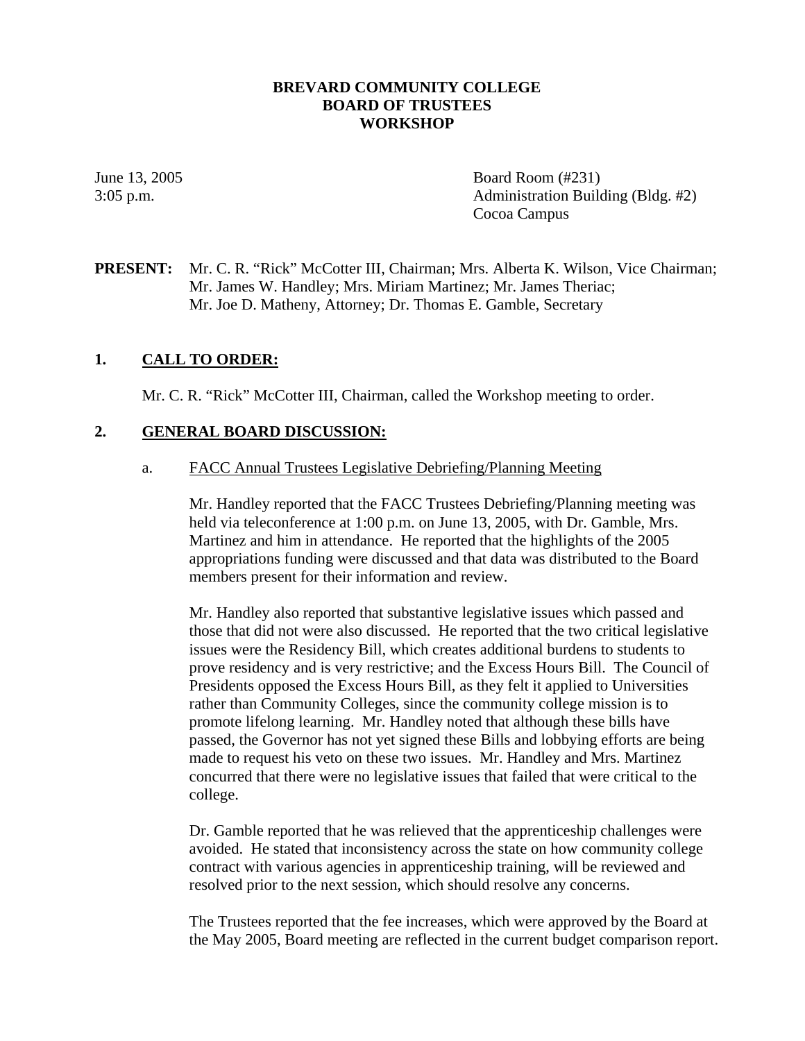# BREVARD COMMUNITY COLLEGE
# BOARD OF TRUSTEES
# WORKSHOP

June 13, 2005
3:05 p.m.

Board Room (#231)
Administration Building (Bldg. #2)
Cocoa Campus

**PRESENT:** Mr. C. R. "Rick" McCotter III, Chairman; Mrs. Alberta K. Wilson, Vice Chairman; Mr. James W. Handley; Mrs. Miriam Martinez; Mr. James Theriac; Mr. Joe D. Matheny, Attorney; Dr. Thomas E. Gamble, Secretary

## 1. CALL TO ORDER:

Mr. C. R. "Rick" McCotter III, Chairman, called the Workshop meeting to order.

## 2. GENERAL BOARD DISCUSSION:

a. FACC Annual Trustees Legislative Debriefing/Planning Meeting

Mr. Handley reported that the FACC Trustees Debriefing/Planning meeting was held via teleconference at 1:00 p.m. on June 13, 2005, with Dr. Gamble, Mrs. Martinez and him in attendance. He reported that the highlights of the 2005 appropriations funding were discussed and that data was distributed to the Board members present for their information and review.

Mr. Handley also reported that substantive legislative issues which passed and those that did not were also discussed. He reported that the two critical legislative issues were the Residency Bill, which creates additional burdens to students to prove residency and is very restrictive; and the Excess Hours Bill. The Council of Presidents opposed the Excess Hours Bill, as they felt it applied to Universities rather than Community Colleges, since the community college mission is to promote lifelong learning. Mr. Handley noted that although these bills have passed, the Governor has not yet signed these Bills and lobbying efforts are being made to request his veto on these two issues. Mr. Handley and Mrs. Martinez concurred that there were no legislative issues that failed that were critical to the college.

Dr. Gamble reported that he was relieved that the apprenticeship challenges were avoided. He stated that inconsistency across the state on how community college contract with various agencies in apprenticeship training, will be reviewed and resolved prior to the next session, which should resolve any concerns.

The Trustees reported that the fee increases, which were approved by the Board at the May 2005, Board meeting are reflected in the current budget comparison report.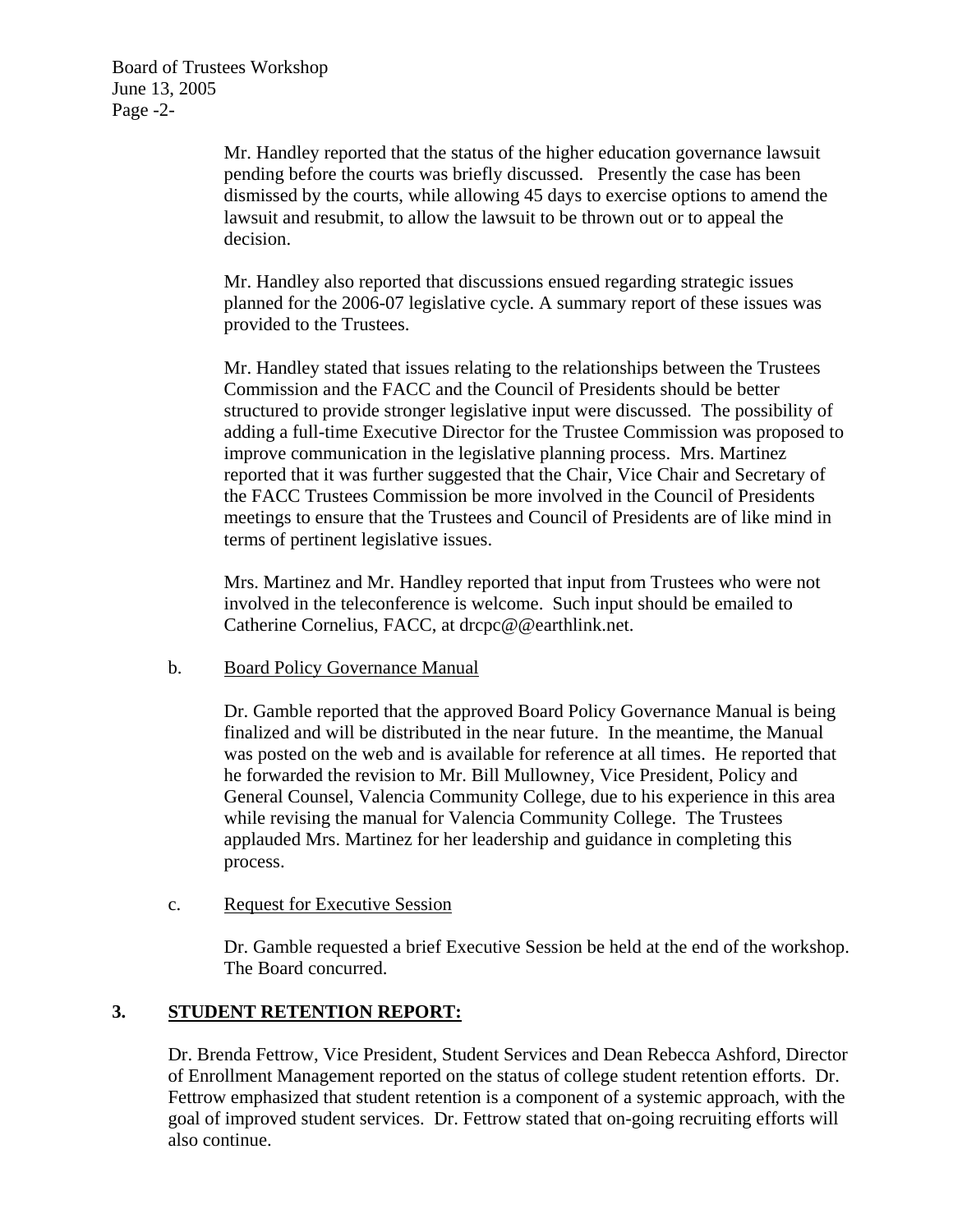Mr. Handley reported that the status of the higher education governance lawsuit pending before the courts was briefly discussed. Presently the case has been dismissed by the courts, while allowing 45 days to exercise options to amend the lawsuit and resubmit, to allow the lawsuit to be thrown out or to appeal the decision.

Mr. Handley also reported that discussions ensued regarding strategic issues planned for the 2006-07 legislative cycle. A summary report of these issues was provided to the Trustees.

Mr. Handley stated that issues relating to the relationships between the Trustees Commission and the FACC and the Council of Presidents should be better structured to provide stronger legislative input were discussed. The possibility of adding a full-time Executive Director for the Trustee Commission was proposed to improve communication in the legislative planning process. Mrs. Martinez reported that it was further suggested that the Chair, Vice Chair and Secretary of the FACC Trustees Commission be more involved in the Council of Presidents meetings to ensure that the Trustees and Council of Presidents are of like mind in terms of pertinent legislative issues.

Mrs. Martinez and Mr. Handley reported that input from Trustees who were not involved in the teleconference is welcome. Such input should be emailed to Catherine Cornelius, FACC, at drcpc@@earthlink.net.

b. <u>Board Policy Governance Manual</u>

Dr. Gamble reported that the approved Board Policy Governance Manual is being finalized and will be distributed in the near future. In the meantime, the Manual was posted on the web and is available for reference at all times. He reported that he forwarded the revision to Mr. Bill Mullowney, Vice President, Policy and General Counsel, Valencia Community College, due to his experience in this area while revising the manual for Valencia Community College. The Trustees applauded Mrs. Martinez for her leadership and guidance in completing this process.

c. <u>Request for Executive Session</u>

Dr. Gamble requested a brief Executive Session be held at the end of the workshop. The Board concurred.

## 3. STUDENT RETENTION REPORT:

Dr. Brenda Fettrow, Vice President, Student Services and Dean Rebecca Ashford, Director of Enrollment Management reported on the status of college student retention efforts. Dr. Fettrow emphasized that student retention is a component of a systemic approach, with the goal of improved student services. Dr. Fettrow stated that on-going recruiting efforts will also continue.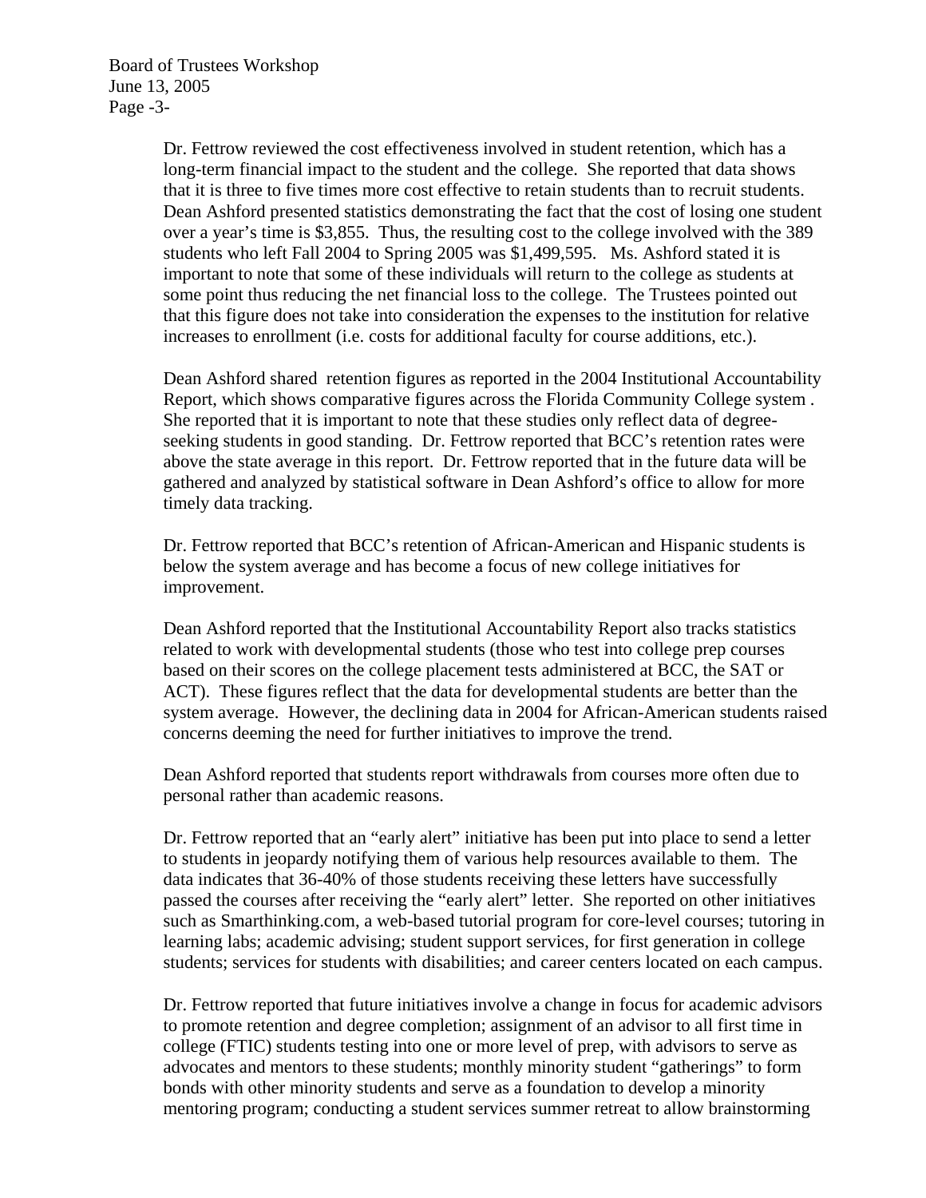Dr. Fettrow reviewed the cost effectiveness involved in student retention, which has a long-term financial impact to the student and the college. She reported that data shows that it is three to five times more cost effective to retain students than to recruit students. Dean Ashford presented statistics demonstrating the fact that the cost of losing one student over a year's time is $3,855. Thus, the resulting cost to the college involved with the 389 students who left Fall 2004 to Spring 2005 was $1,499,595. Ms. Ashford stated it is important to note that some of these individuals will return to the college as students at some point thus reducing the net financial loss to the college. The Trustees pointed out that this figure does not take into consideration the expenses to the institution for relative increases to enrollment (i.e. costs for additional faculty for course additions, etc.).

Dean Ashford shared retention figures as reported in the 2004 Institutional Accountability Report, which shows comparative figures across the Florida Community College system . She reported that it is important to note that these studies only reflect data of degree-seeking students in good standing. Dr. Fettrow reported that BCC's retention rates were above the state average in this report. Dr. Fettrow reported that in the future data will be gathered and analyzed by statistical software in Dean Ashford's office to allow for more timely data tracking.

Dr. Fettrow reported that BCC's retention of African-American and Hispanic students is below the system average and has become a focus of new college initiatives for improvement.

Dean Ashford reported that the Institutional Accountability Report also tracks statistics related to work with developmental students (those who test into college prep courses based on their scores on the college placement tests administered at BCC, the SAT or ACT). These figures reflect that the data for developmental students are better than the system average. However, the declining data in 2004 for African-American students raised concerns deeming the need for further initiatives to improve the trend.

Dean Ashford reported that students report withdrawals from courses more often due to personal rather than academic reasons.

Dr. Fettrow reported that an "early alert" initiative has been put into place to send a letter to students in jeopardy notifying them of various help resources available to them. The data indicates that 36-40% of those students receiving these letters have successfully passed the courses after receiving the "early alert" letter. She reported on other initiatives such as Smarthinking.com, a web-based tutorial program for core-level courses; tutoring in learning labs; academic advising; student support services, for first generation in college students; services for students with disabilities; and career centers located on each campus.

Dr. Fettrow reported that future initiatives involve a change in focus for academic advisors to promote retention and degree completion; assignment of an advisor to all first time in college (FTIC) students testing into one or more level of prep, with advisors to serve as advocates and mentors to these students; monthly minority student "gatherings" to form bonds with other minority students and serve as a foundation to develop a minority mentoring program; conducting a student services summer retreat to allow brainstorming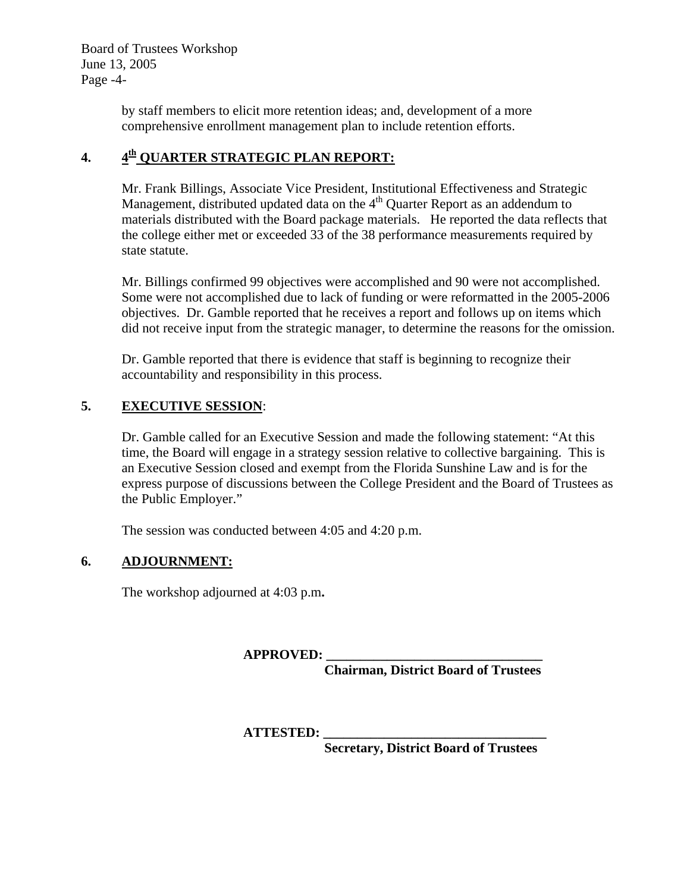by staff members to elicit more retention ideas; and, development of a more comprehensive enrollment management plan to include retention efforts.

## 4. 4th QUARTER STRATEGIC PLAN REPORT:

Mr. Frank Billings, Associate Vice President, Institutional Effectiveness and Strategic Management, distributed updated data on the 4th Quarter Report as an addendum to materials distributed with the Board package materials. He reported the data reflects that the college either met or exceeded 33 of the 38 performance measurements required by state statute.

Mr. Billings confirmed 99 objectives were accomplished and 90 were not accomplished. Some were not accomplished due to lack of funding or were reformatted in the 2005-2006 objectives. Dr. Gamble reported that he receives a report and follows up on items which did not receive input from the strategic manager, to determine the reasons for the omission.

Dr. Gamble reported that there is evidence that staff is beginning to recognize their accountability and responsibility in this process.

## 5. EXECUTIVE SESSION:

Dr. Gamble called for an Executive Session and made the following statement: "At this time, the Board will engage in a strategy session relative to collective bargaining. This is an Executive Session closed and exempt from the Florida Sunshine Law and is for the express purpose of discussions between the College President and the Board of Trustees as the Public Employer."

The session was conducted between 4:05 and 4:20 p.m.

## 6. ADJOURNMENT:

The workshop adjourned at 4:03 p.m**.**

**APPROVED: \_\_\_\_\_\_\_\_\_\_\_\_\_\_\_\_\_\_\_\_\_\_\_\_\_\_\_\_\_\_\_\_**
**Chairman, District Board of Trustees**

**ATTESTED: \_\_\_\_\_\_\_\_\_\_\_\_\_\_\_\_\_\_\_\_\_\_\_\_\_\_\_\_\_\_\_\_**
**Secretary, District Board of Trustees**